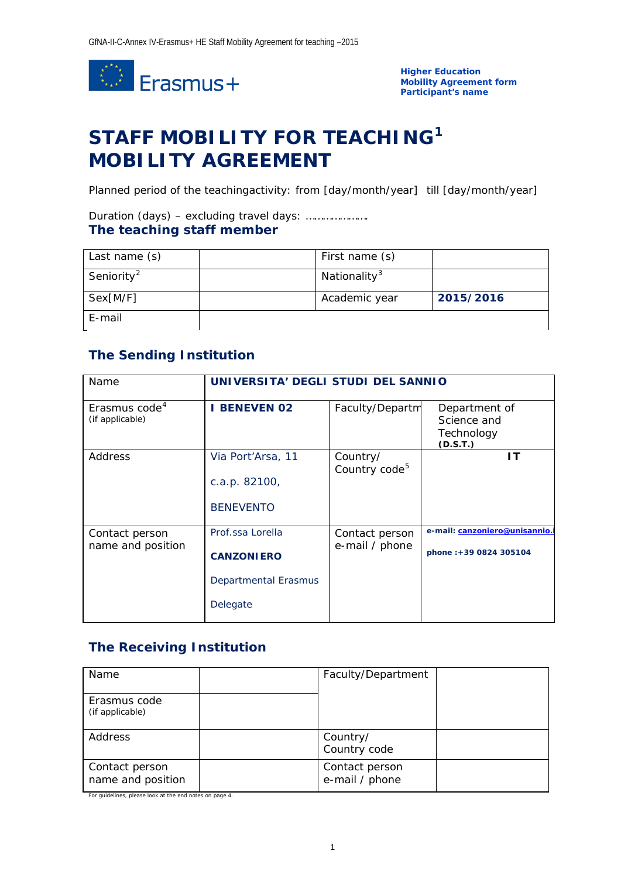GfNA-II-C-Annex IV-Erasmus+ HE Staff Mobility Agreement for teaching –2015

Erasmus+

**Higher Education**
**Mobility Agreement form**
**Participant's name**

# STAFF MOBILITY FOR TEACHING[1] MOBILITY AGREEMENT

Planned period of the teachingactivity: from [day/month/year]  till [day/month/year]

Duration (days) – excluding travel days: ………………..

## The teaching staff member

| Last name (s) | | First name (s) | |
|---|---|---|---|
| Seniority[2] | | Nationality[3] | |
| Sex[M/F] | | Academic year | **2015/2016** |
| E-mail | | | |

## The Sending Institution

| Name | **UNIVERSITA' DEGLI STUDI DEL SANNIO** | | |
|---|---|---|---|
| Erasmus code[4] (if applicable) | **I BENEVEN 02** | Faculty/Departm | Department of Science and Technology **(D.S.T.)** |
| Address | Via Port'Arsa, 11 c.a.p. 82100, BENEVENTO | Country/ Country code[5] | **IT** |
| Contact person name and position | Prof.ssa Lorella **CANZONIERO** Departmental Erasmus Delegate | Contact person e-mail / phone | **e-mail: canzoniero@unisannio.i** **phone :+39 0824 305104** |

## The Receiving Institution

| Name | | Faculty/Department | |
|---|---|---|---|
| Erasmus code (if applicable) | | | |
| Address | | Country/ Country code | |
| Contact person name and position | | Contact person e-mail / phone | |

For guidelines, please look at the end notes on page 4.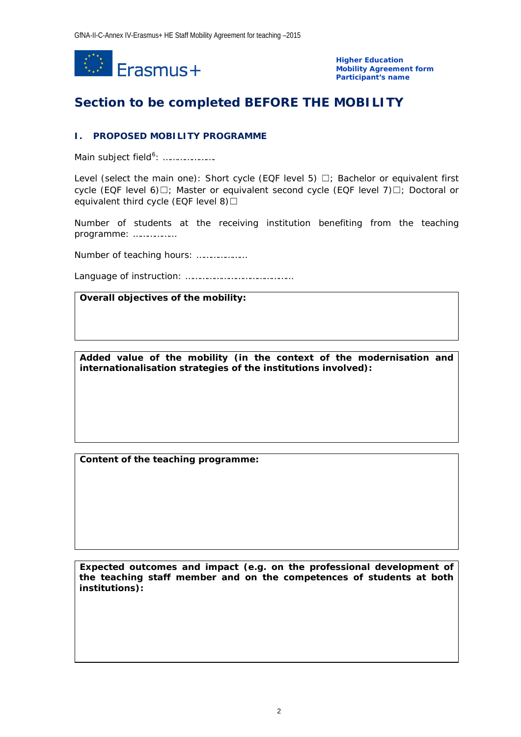**Higher Education**
**Mobility Agreement form**
**Participant's name**

# Section to be completed BEFORE THE MOBILITY

## I. PROPOSED MOBILITY PROGRAMME

Main subject field[6]: …………………

Level (select the main one): Short cycle (EQF level 5) ☐; Bachelor or equivalent first cycle (EQF level 6)☐; Master or equivalent second cycle (EQF level 7)☐; Doctoral or equivalent third cycle (EQF level 8)☐

Number of students at the receiving institution benefiting from the teaching programme: ……………..

Number of teaching hours: ………………..

Language of instruction: ……………………………………

| **Overall objectives of the mobility:** |
|---|
| |

| **Added value of the mobility (in the context of the modernisation and internationalisation strategies of the institutions involved):** |
|---|
| |

| **Content of the teaching programme:** |
|---|
| |

| **Expected outcomes and impact (e.g. on the professional development of the teaching staff member and on the competences of students at both institutions):** |
|---|
| |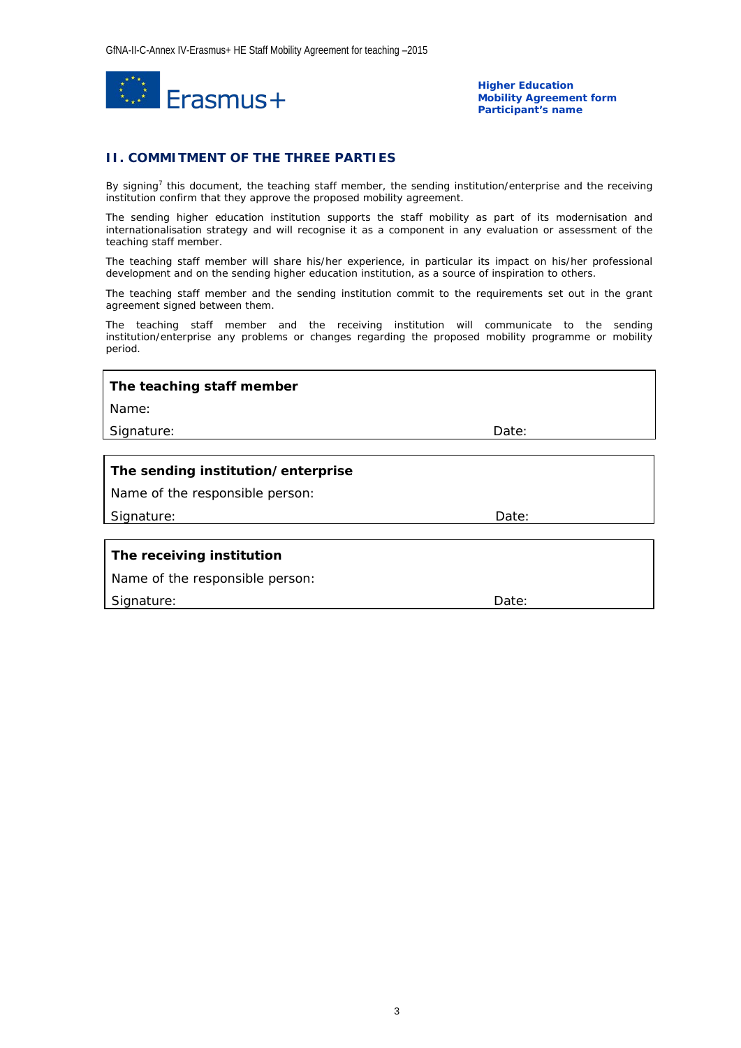Higher Education
**Mobility Agreement form**
**Participant's name**

## II. COMMITMENT OF THE THREE PARTIES

By signing[7] this document, the teaching staff member, the sending institution/enterprise and the receiving institution confirm that they approve the proposed mobility agreement.

The sending higher education institution supports the staff mobility as part of its modernisation and internationalisation strategy and will recognise it as a component in any evaluation or assessment of the teaching staff member.

The teaching staff member will share his/her experience, in particular its impact on his/her professional development and on the sending higher education institution, as a source of inspiration to others.

The teaching staff member and the sending institution commit to the requirements set out in the grant agreement signed between them.

The teaching staff member and the receiving institution will communicate to the sending institution/enterprise any problems or changes regarding the proposed mobility programme or mobility period.

| **The teaching staff member** | |
|---|---|
| Name: | |
| Signature: | Date: |

| **The sending institution/enterprise** | |
|---|---|
| Name of the responsible person: | |
| Signature: | Date: |

| **The receiving institution** | |
|---|---|
| Name of the responsible person: | |
| Signature: | Date: |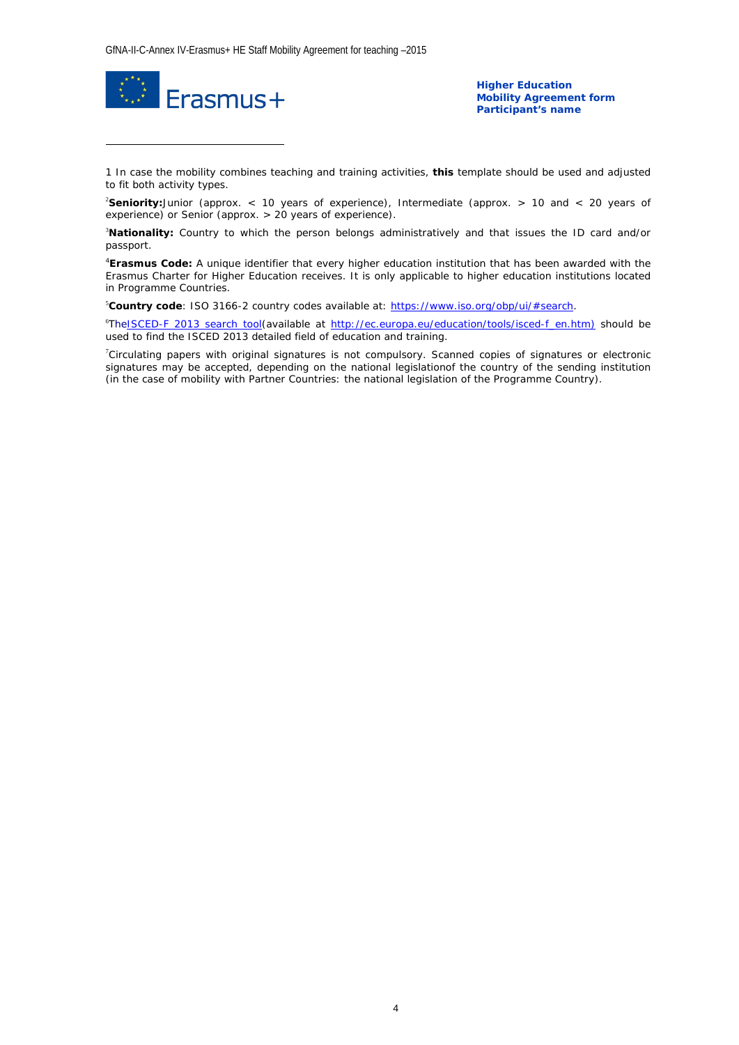1 In case the mobility combines teaching and training activities, **this** template should be used and adjusted to fit both activity types.

[2]**Seniority:**Junior (approx. < 10 years of experience), Intermediate (approx. > 10 and < 20 years of experience) or Senior (approx. > 20 years of experience).

[3]**Nationality:** Country to which the person belongs administratively and that issues the ID card and/or passport.

[4]**Erasmus Code:** A unique identifier that every higher education institution that has been awarded with the Erasmus Charter for Higher Education receives. It is only applicable to higher education institutions located in Programme Countries.

[5]**Country code**: ISO 3166-2 country codes available at: https://www.iso.org/obp/ui/#search.

[6]TheISCED-F 2013 search tool(available at http://ec.europa.eu/education/tools/isced-f_en.htm) should be used to find the ISCED 2013 detailed field of education and training.

[7]Circulating papers with original signatures is not compulsory. Scanned copies of signatures or electronic signatures may be accepted, depending on the national legislationof the country of the sending institution (in the case of mobility with Partner Countries: the national legislation of the Programme Country).